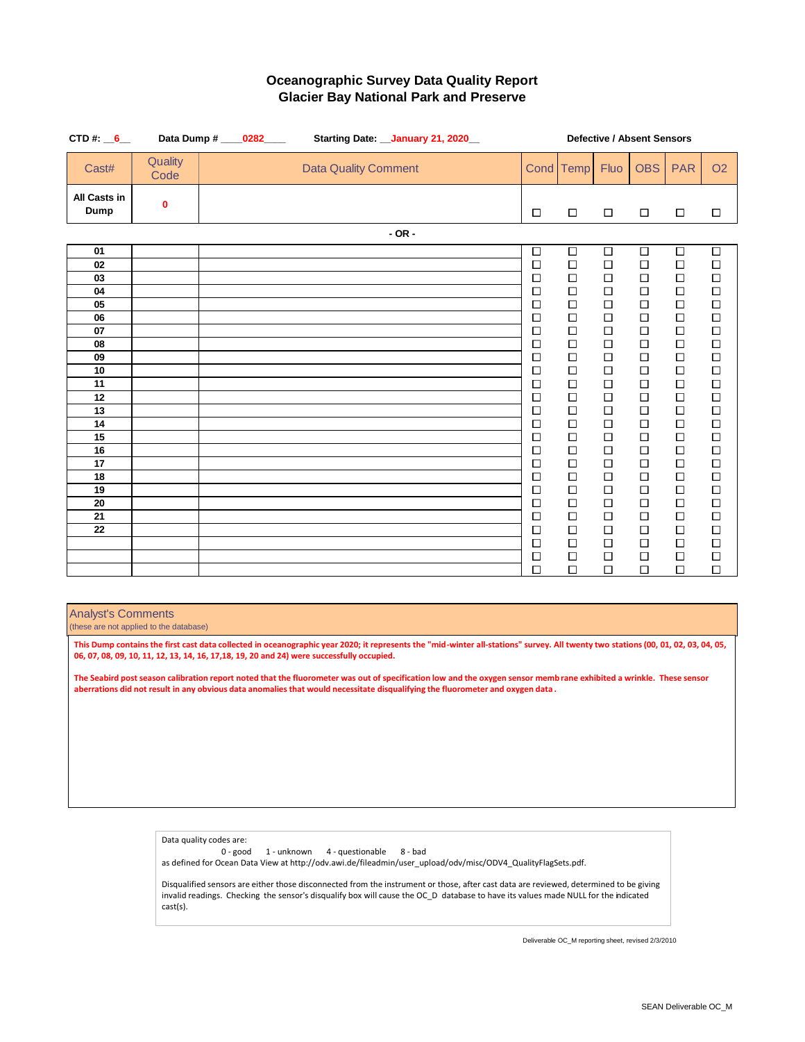# Oceanographic Survey Data Quality Report
## Glacier Bay National Park and Preserve

**CTD #:** __6__ **Data Dump #** ____0282____ **Starting Date:** __January 21, 2020__

**Defective / Absent Sensors**

| Cast# | Quality Code | Data Quality Comment | Cond | Temp | Fluo | OBS | PAR | O2 |
|---|---|---|---|---|---|---|---|---|
| **All Casts in Dump** | 0 | | ☐ | ☐ | ☐ | ☐ | ☐ | ☐ |

**- OR -**

| Cast# | Quality Code | Data Quality Comment | Cond | Temp | Fluo | OBS | PAR | O2 |
|---|---|---|---|---|---|---|---|---|
| 01 | | | ☐ | ☐ | ☐ | ☐ | ☐ | ☐ |
| 02 | | | ☐ | ☐ | ☐ | ☐ | ☐ | ☐ |
| 03 | | | ☐ | ☐ | ☐ | ☐ | ☐ | ☐ |
| 04 | | | ☐ | ☐ | ☐ | ☐ | ☐ | ☐ |
| 05 | | | ☐ | ☐ | ☐ | ☐ | ☐ | ☐ |
| 06 | | | ☐ | ☐ | ☐ | ☐ | ☐ | ☐ |
| 07 | | | ☐ | ☐ | ☐ | ☐ | ☐ | ☐ |
| 08 | | | ☐ | ☐ | ☐ | ☐ | ☐ | ☐ |
| 09 | | | ☐ | ☐ | ☐ | ☐ | ☐ | ☐ |
| 10 | | | ☐ | ☐ | ☐ | ☐ | ☐ | ☐ |
| 11 | | | ☐ | ☐ | ☐ | ☐ | ☐ | ☐ |
| 12 | | | ☐ | ☐ | ☐ | ☐ | ☐ | ☐ |
| 13 | | | ☐ | ☐ | ☐ | ☐ | ☐ | ☐ |
| 14 | | | ☐ | ☐ | ☐ | ☐ | ☐ | ☐ |
| 15 | | | ☐ | ☐ | ☐ | ☐ | ☐ | ☐ |
| 16 | | | ☐ | ☐ | ☐ | ☐ | ☐ | ☐ |
| 17 | | | ☐ | ☐ | ☐ | ☐ | ☐ | ☐ |
| 18 | | | ☐ | ☐ | ☐ | ☐ | ☐ | ☐ |
| 19 | | | ☐ | ☐ | ☐ | ☐ | ☐ | ☐ |
| 20 | | | ☐ | ☐ | ☐ | ☐ | ☐ | ☐ |
| 21 | | | ☐ | ☐ | ☐ | ☐ | ☐ | ☐ |
| 22 | | | ☐ | ☐ | ☐ | ☐ | ☐ | ☐ |
| | | | ☐ | ☐ | ☐ | ☐ | ☐ | ☐ |
| | | | ☐ | ☐ | ☐ | ☐ | ☐ | ☐ |
| | | | ☐ | ☐ | ☐ | ☐ | ☐ | ☐ |

### Analyst's Comments
(these are not applied to the database)

**This Dump contains the first cast data collected in oceanographic year 2020; it represents the "mid-winter all-stations" survey. All twenty two stations (00, 01, 02, 03, 04, 05, 06, 07, 08, 09, 10, 11, 12, 13, 14, 16, 17,18, 19, 20 and 24) were successfully occupied.**

**The Seabird post season calibration report noted that the fluorometer was out of specification low and the oxygen sensor memb rane exhibited a wrinkle. These sensor aberrations did not result in any obvious data anomalies that would necessitate disqualifying the fluorometer and oxygen data .**

Data quality codes are:
0 - good  1 - unknown  4 - questionable  8 - bad
as defined for Ocean Data View at http://odv.awi.de/fileadmin/user_upload/odv/misc/ODV4_QualityFlagSets.pdf.

Disqualified sensors are either those disconnected from the instrument or those, after cast data are reviewed, determined to be giving invalid readings. Checking the sensor's disqualify box will cause the OC_D database to have its values made NULL for the indicated cast(s).

Deliverable OC_M reporting sheet, revised 2/3/2010

SEAN Deliverable OC_M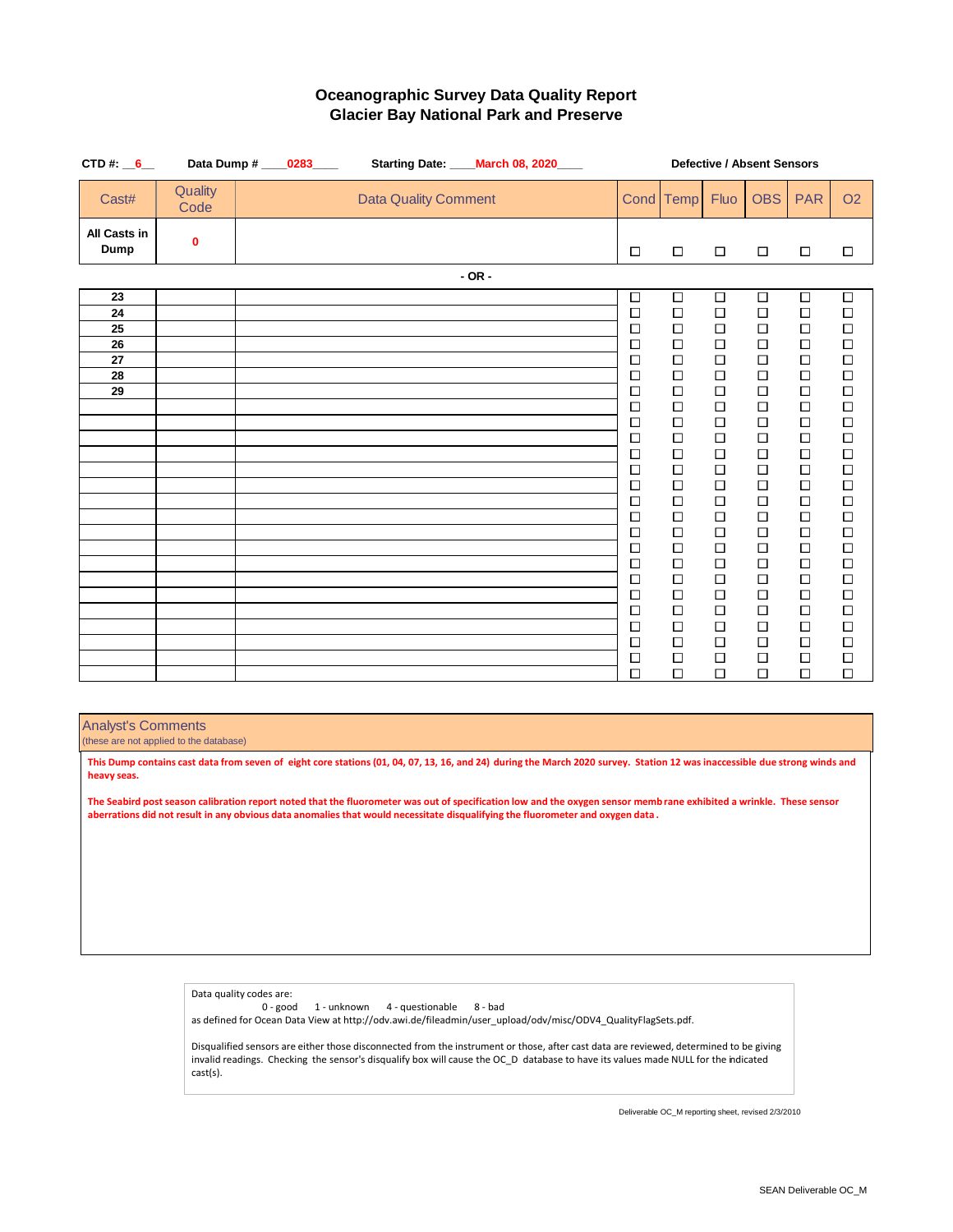# Oceanographic Survey Data Quality Report
## Glacier Bay National Park and Preserve

**CTD #:** __6__ **Data Dump #** ____0283____ **Starting Date:** ____March 08, 2020____

**Defective / Absent Sensors**

| Cast# | Quality Code | Data Quality Comment | Cond | Temp | Fluo | OBS | PAR | O2 |
|---|---|---|---|---|---|---|---|---|
| **All Casts in Dump** | **0** | | ☐ | ☐ | ☐ | ☐ | ☐ | ☐ |

**- OR -**

| Cast# | Quality Code | Data Quality Comment | Cond | Temp | Fluo | OBS | PAR | O2 |
|---|---|---|---|---|---|---|---|---|
| 23 | | | ☐ | ☐ | ☐ | ☐ | ☐ | ☐ |
| 24 | | | ☐ | ☐ | ☐ | ☐ | ☐ | ☐ |
| 25 | | | ☐ | ☐ | ☐ | ☐ | ☐ | ☐ |
| 26 | | | ☐ | ☐ | ☐ | ☐ | ☐ | ☐ |
| 27 | | | ☐ | ☐ | ☐ | ☐ | ☐ | ☐ |
| 28 | | | ☐ | ☐ | ☐ | ☐ | ☐ | ☐ |
| 29 | | | ☐ | ☐ | ☐ | ☐ | ☐ | ☐ |
| | | | ☐ | ☐ | ☐ | ☐ | ☐ | ☐ |
| | | | ☐ | ☐ | ☐ | ☐ | ☐ | ☐ |
| | | | ☐ | ☐ | ☐ | ☐ | ☐ | ☐ |
| | | | ☐ | ☐ | ☐ | ☐ | ☐ | ☐ |
| | | | ☐ | ☐ | ☐ | ☐ | ☐ | ☐ |
| | | | ☐ | ☐ | ☐ | ☐ | ☐ | ☐ |
| | | | ☐ | ☐ | ☐ | ☐ | ☐ | ☐ |
| | | | ☐ | ☐ | ☐ | ☐ | ☐ | ☐ |
| | | | ☐ | ☐ | ☐ | ☐ | ☐ | ☐ |
| | | | ☐ | ☐ | ☐ | ☐ | ☐ | ☐ |
| | | | ☐ | ☐ | ☐ | ☐ | ☐ | ☐ |
| | | | ☐ | ☐ | ☐ | ☐ | ☐ | ☐ |
| | | | ☐ | ☐ | ☐ | ☐ | ☐ | ☐ |
| | | | ☐ | ☐ | ☐ | ☐ | ☐ | ☐ |
| | | | ☐ | ☐ | ☐ | ☐ | ☐ | ☐ |
| | | | ☐ | ☐ | ☐ | ☐ | ☐ | ☐ |
| | | | ☐ | ☐ | ☐ | ☐ | ☐ | ☐ |
| | | | ☐ | ☐ | ☐ | ☐ | ☐ | ☐ |

**Analyst's Comments**
(these are not applied to the database)

**This Dump contains cast data from seven of eight core stations (01, 04, 07, 13, 16, and 24) during the March 2020 survey. Station 12 was inaccessible due strong winds and heavy seas.**

**The Seabird post season calibration report noted that the fluorometer was out of specification low and the oxygen sensor memb rane exhibited a wrinkle. These sensor aberrations did not result in any obvious data anomalies that would necessitate disqualifying the fluorometer and oxygen data .**

Data quality codes are:
0 - good  1 - unknown  4 - questionable  8 - bad
as defined for Ocean Data View at http://odv.awi.de/fileadmin/user_upload/odv/misc/ODV4_QualityFlagSets.pdf.

Disqualified sensors are either those disconnected from the instrument or those, after cast data are reviewed, determined to be giving invalid readings. Checking the sensor's disqualify box will cause the OC_D database to have its values made NULL for the indicated cast(s).

Deliverable OC_M reporting sheet, revised 2/3/2010

SEAN Deliverable OC_M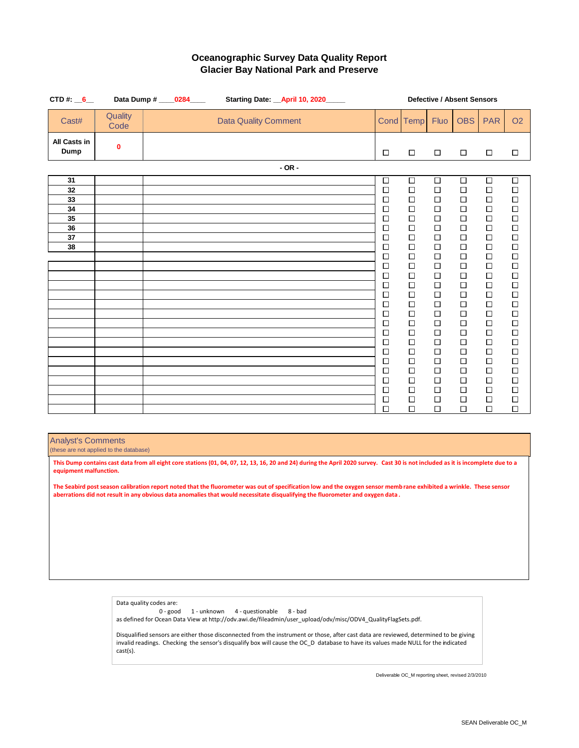# Oceanographic Survey Data Quality Report
## Glacier Bay National Park and Preserve

**CTD #:** __6__ **Data Dump #** ____0284____ **Starting Date:** __April 10, 2020_____

**Defective / Absent Sensors**

| Cast# | Quality Code | Data Quality Comment | Cond | Temp | Fluo | OBS | PAR | O2 |
|---|---|---|---|---|---|---|---|---|
| **All Casts in Dump** | 0 | | ☐ | ☐ | ☐ | ☐ | ☐ | ☐ |

**- OR -**

| Cast# | Quality Code | Data Quality Comment | Cond | Temp | Fluo | OBS | PAR | O2 |
|---|---|---|---|---|---|---|---|---|
| 31 | | | ☐ | ☐ | ☐ | ☐ | ☐ | ☐ |
| 32 | | | ☐ | ☐ | ☐ | ☐ | ☐ | ☐ |
| 33 | | | ☐ | ☐ | ☐ | ☐ | ☐ | ☐ |
| 34 | | | ☐ | ☐ | ☐ | ☐ | ☐ | ☐ |
| 35 | | | ☐ | ☐ | ☐ | ☐ | ☐ | ☐ |
| 36 | | | ☐ | ☐ | ☐ | ☐ | ☐ | ☐ |
| 37 | | | ☐ | ☐ | ☐ | ☐ | ☐ | ☐ |
| 38 | | | ☐ | ☐ | ☐ | ☐ | ☐ | ☐ |
| | | | ☐ | ☐ | ☐ | ☐ | ☐ | ☐ |
| | | | ☐ | ☐ | ☐ | ☐ | ☐ | ☐ |
| | | | ☐ | ☐ | ☐ | ☐ | ☐ | ☐ |
| | | | ☐ | ☐ | ☐ | ☐ | ☐ | ☐ |
| | | | ☐ | ☐ | ☐ | ☐ | ☐ | ☐ |
| | | | ☐ | ☐ | ☐ | ☐ | ☐ | ☐ |
| | | | ☐ | ☐ | ☐ | ☐ | ☐ | ☐ |
| | | | ☐ | ☐ | ☐ | ☐ | ☐ | ☐ |
| | | | ☐ | ☐ | ☐ | ☐ | ☐ | ☐ |
| | | | ☐ | ☐ | ☐ | ☐ | ☐ | ☐ |
| | | | ☐ | ☐ | ☐ | ☐ | ☐ | ☐ |
| | | | ☐ | ☐ | ☐ | ☐ | ☐ | ☐ |
| | | | ☐ | ☐ | ☐ | ☐ | ☐ | ☐ |
| | | | ☐ | ☐ | ☐ | ☐ | ☐ | ☐ |
| | | | ☐ | ☐ | ☐ | ☐ | ☐ | ☐ |
| | | | ☐ | ☐ | ☐ | ☐ | ☐ | ☐ |
| | | | ☐ | ☐ | ☐ | ☐ | ☐ | ☐ |

### Analyst's Comments
(these are not applied to the database)

**This Dump contains cast data from all eight core stations (01, 04, 07, 12, 13, 16, 20 and 24) during the April 2020 survey. Cast 30 is not included as it is incomplete due to a equipment malfunction.**

**The Seabird post season calibration report noted that the fluorometer was out of specification low and the oxygen sensor memb rane exhibited a wrinkle. These sensor aberrations did not result in any obvious data anomalies that would necessitate disqualifying the fluorometer and oxygen data .**

Data quality codes are:
0 - good   1 - unknown   4 - questionable   8 - bad
as defined for Ocean Data View at http://odv.awi.de/fileadmin/user_upload/odv/misc/ODV4_QualityFlagSets.pdf.

Disqualified sensors are either those disconnected from the instrument or those, after cast data are reviewed, determined to be giving invalid readings. Checking the sensor's disqualify box will cause the OC_D database to have its values made NULL for the indicated cast(s).

Deliverable OC_M reporting sheet, revised 2/3/2010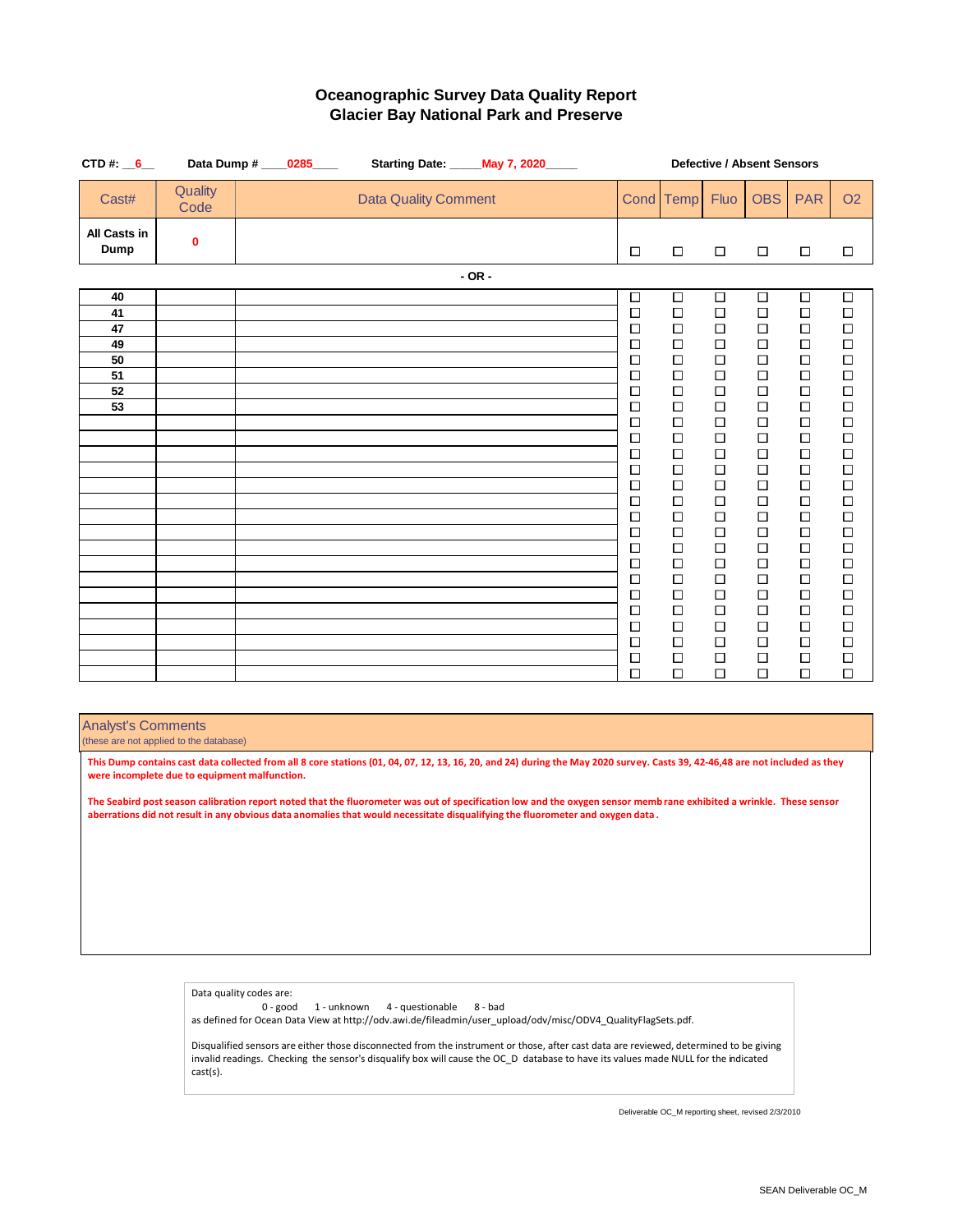# Oceanographic Survey Data Quality Report
## Glacier Bay National Park and Preserve

**CTD #:** __6__ **Data Dump #** ____0285____ **Starting Date:** _____May 7, 2020_____

**Defective / Absent Sensors**

| Cast# | Quality Code | Data Quality Comment | Cond | Temp | Fluo | OBS | PAR | O2 |
|---|---|---|---|---|---|---|---|---|
| **All Casts in Dump** | 0 | | ☐ | ☐ | ☐ | ☐ | ☐ | ☐ |

**- OR -**

| Cast# | Quality Code | Data Quality Comment | Cond | Temp | Fluo | OBS | PAR | O2 |
|---|---|---|---|---|---|---|---|---|
| 40 | | | ☐ | ☐ | ☐ | ☐ | ☐ | ☐ |
| 41 | | | ☐ | ☐ | ☐ | ☐ | ☐ | ☐ |
| 47 | | | ☐ | ☐ | ☐ | ☐ | ☐ | ☐ |
| 49 | | | ☐ | ☐ | ☐ | ☐ | ☐ | ☐ |
| 50 | | | ☐ | ☐ | ☐ | ☐ | ☐ | ☐ |
| 51 | | | ☐ | ☐ | ☐ | ☐ | ☐ | ☐ |
| 52 | | | ☐ | ☐ | ☐ | ☐ | ☐ | ☐ |
| 53 | | | ☐ | ☐ | ☐ | ☐ | ☐ | ☐ |
| | | | ☐ | ☐ | ☐ | ☐ | ☐ | ☐ |
| | | | ☐ | ☐ | ☐ | ☐ | ☐ | ☐ |
| | | | ☐ | ☐ | ☐ | ☐ | ☐ | ☐ |
| | | | ☐ | ☐ | ☐ | ☐ | ☐ | ☐ |
| | | | ☐ | ☐ | ☐ | ☐ | ☐ | ☐ |
| | | | ☐ | ☐ | ☐ | ☐ | ☐ | ☐ |
| | | | ☐ | ☐ | ☐ | ☐ | ☐ | ☐ |
| | | | ☐ | ☐ | ☐ | ☐ | ☐ | ☐ |
| | | | ☐ | ☐ | ☐ | ☐ | ☐ | ☐ |
| | | | ☐ | ☐ | ☐ | ☐ | ☐ | ☐ |
| | | | ☐ | ☐ | ☐ | ☐ | ☐ | ☐ |
| | | | ☐ | ☐ | ☐ | ☐ | ☐ | ☐ |
| | | | ☐ | ☐ | ☐ | ☐ | ☐ | ☐ |
| | | | ☐ | ☐ | ☐ | ☐ | ☐ | ☐ |
| | | | ☐ | ☐ | ☐ | ☐ | ☐ | ☐ |
| | | | ☐ | ☐ | ☐ | ☐ | ☐ | ☐ |
| | | | ☐ | ☐ | ☐ | ☐ | ☐ | ☐ |

### Analyst's Comments
(these are not applied to the database)

**This Dump contains cast data collected from all 8 core stations (01, 04, 07, 12, 13, 16, 20, and 24) during the May 2020 survey. Casts 39, 42-46,48 are not included as they were incomplete due to equipment malfunction.**

**The Seabird post season calibration report noted that the fluorometer was out of specification low and the oxygen sensor memb rane exhibited a wrinkle. These sensor aberrations did not result in any obvious data anomalies that would necessitate disqualifying the fluorometer and oxygen data .**

Data quality codes are:
0 - good 1 - unknown 4 - questionable 8 - bad
as defined for Ocean Data View at http://odv.awi.de/fileadmin/user_upload/odv/misc/ODV4_QualityFlagSets.pdf.

Disqualified sensors are either those disconnected from the instrument or those, after cast data are reviewed, determined to be giving invalid readings. Checking the sensor's disqualify box will cause the OC_D database to have its values made NULL for the indicated cast(s).

Deliverable OC_M reporting sheet, revised 2/3/2010

SEAN Deliverable OC_M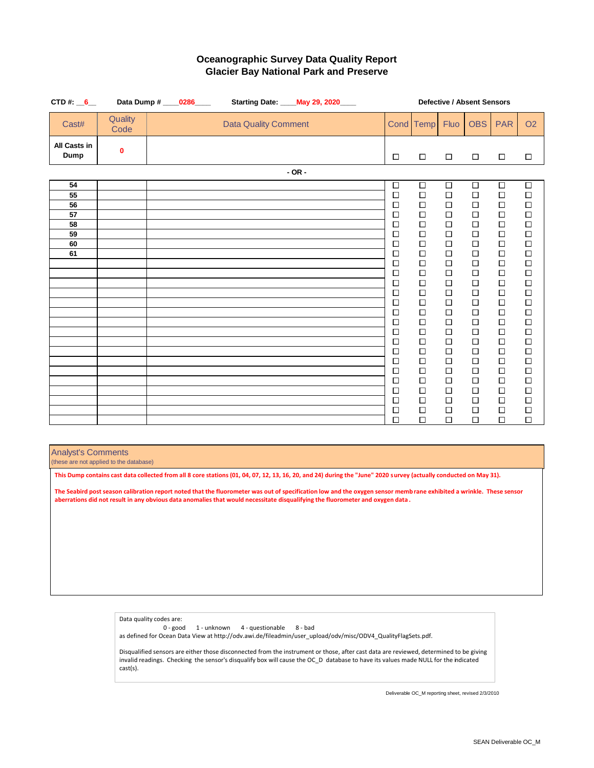# Oceanographic Survey Data Quality Report
## Glacier Bay National Park and Preserve

**CTD #:** __6__ **Data Dump #** ____0286____ **Starting Date:** ____May 29, 2020____

**Defective / Absent Sensors**

| Cast# | Quality Code | Data Quality Comment | Cond | Temp | Fluo | OBS | PAR | O2 |
|---|---|---|---|---|---|---|---|---|
| **All Casts in Dump** | 0 | | ☐ | ☐ | ☐ | ☐ | ☐ | ☐ |

**- OR -**

| Cast# | Quality Code | Data Quality Comment | Cond | Temp | Fluo | OBS | PAR | O2 |
|---|---|---|---|---|---|---|---|---|
| 54 | | | ☐ | ☐ | ☐ | ☐ | ☐ | ☐ |
| 55 | | | ☐ | ☐ | ☐ | ☐ | ☐ | ☐ |
| 56 | | | ☐ | ☐ | ☐ | ☐ | ☐ | ☐ |
| 57 | | | ☐ | ☐ | ☐ | ☐ | ☐ | ☐ |
| 58 | | | ☐ | ☐ | ☐ | ☐ | ☐ | ☐ |
| 59 | | | ☐ | ☐ | ☐ | ☐ | ☐ | ☐ |
| 60 | | | ☐ | ☐ | ☐ | ☐ | ☐ | ☐ |
| 61 | | | ☐ | ☐ | ☐ | ☐ | ☐ | ☐ |
| | | | ☐ | ☐ | ☐ | ☐ | ☐ | ☐ |
| | | | ☐ | ☐ | ☐ | ☐ | ☐ | ☐ |
| | | | ☐ | ☐ | ☐ | ☐ | ☐ | ☐ |
| | | | ☐ | ☐ | ☐ | ☐ | ☐ | ☐ |
| | | | ☐ | ☐ | ☐ | ☐ | ☐ | ☐ |
| | | | ☐ | ☐ | ☐ | ☐ | ☐ | ☐ |
| | | | ☐ | ☐ | ☐ | ☐ | ☐ | ☐ |
| | | | ☐ | ☐ | ☐ | ☐ | ☐ | ☐ |
| | | | ☐ | ☐ | ☐ | ☐ | ☐ | ☐ |
| | | | ☐ | ☐ | ☐ | ☐ | ☐ | ☐ |
| | | | ☐ | ☐ | ☐ | ☐ | ☐ | ☐ |
| | | | ☐ | ☐ | ☐ | ☐ | ☐ | ☐ |
| | | | ☐ | ☐ | ☐ | ☐ | ☐ | ☐ |
| | | | ☐ | ☐ | ☐ | ☐ | ☐ | ☐ |
| | | | ☐ | ☐ | ☐ | ☐ | ☐ | ☐ |
| | | | ☐ | ☐ | ☐ | ☐ | ☐ | ☐ |
| | | | ☐ | ☐ | ☐ | ☐ | ☐ | ☐ |

**Analyst's Comments**
(these are not applied to the database)

**This Dump contains cast data collected from all 8 core stations (01, 04, 07, 12, 13, 16, 20, and 24) during the "June" 2020 survey (actually conducted on May 31).**

**The Seabird post season calibration report noted that the fluorometer was out of specification low and the oxygen sensor membrane exhibited a wrinkle. These sensor aberrations did not result in any obvious data anomalies that would necessitate disqualifying the fluorometer and oxygen data.**

Data quality codes are:
0 - good 1 - unknown 4 - questionable 8 - bad
as defined for Ocean Data View at http://odv.awi.de/fileadmin/user_upload/odv/misc/ODV4_QualityFlagSets.pdf.

Disqualified sensors are either those disconnected from the instrument or those, after cast data are reviewed, determined to be giving invalid readings. Checking the sensor's disqualify box will cause the OC_D database to have its values made NULL for the indicated cast(s).

Deliverable OC_M reporting sheet, revised 2/3/2010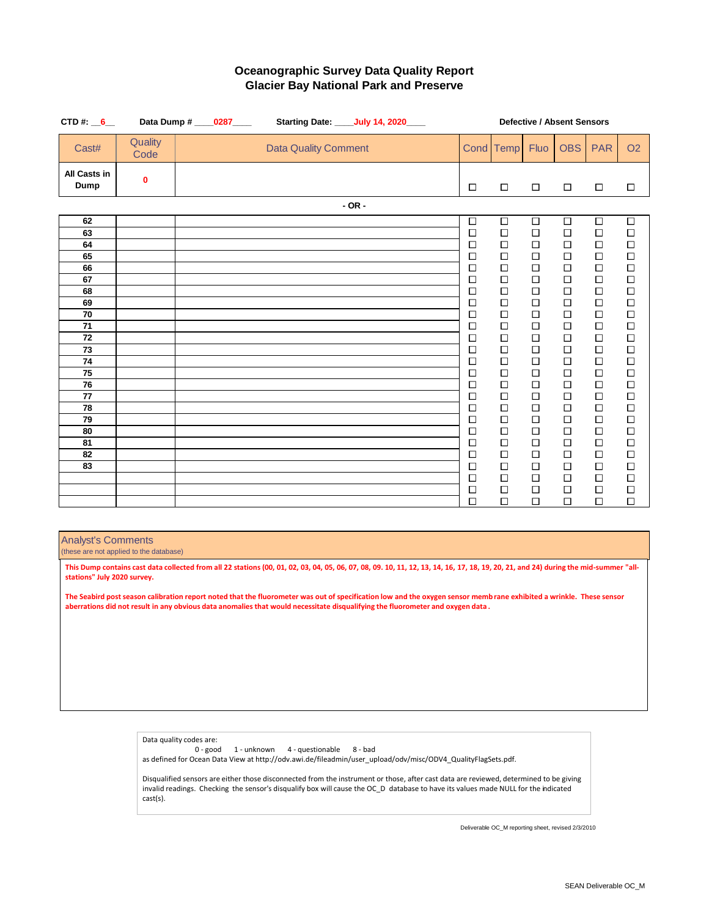# Oceanographic Survey Data Quality Report
## Glacier Bay National Park and Preserve

**CTD #:** 6 **Data Dump #** 0287 **Starting Date:** July 14, 2020 **Defective / Absent Sensors**

| Cast# | Quality Code | Data Quality Comment | Cond | Temp | Fluo | OBS | PAR | O2 |
|---|---|---|---|---|---|---|---|---|
| **All Casts in Dump** | 0 | | ☐ | ☐ | ☐ | ☐ | ☐ | ☐ |

- OR -

| Cast# | Quality Code | Data Quality Comment | Cond | Temp | Fluo | OBS | PAR | O2 |
|---|---|---|---|---|---|---|---|---|
| 62 | | | ☐ | ☐ | ☐ | ☐ | ☐ | ☐ |
| 63 | | | ☐ | ☐ | ☐ | ☐ | ☐ | ☐ |
| 64 | | | ☐ | ☐ | ☐ | ☐ | ☐ | ☐ |
| 65 | | | ☐ | ☐ | ☐ | ☐ | ☐ | ☐ |
| 66 | | | ☐ | ☐ | ☐ | ☐ | ☐ | ☐ |
| 67 | | | ☐ | ☐ | ☐ | ☐ | ☐ | ☐ |
| 68 | | | ☐ | ☐ | ☐ | ☐ | ☐ | ☐ |
| 69 | | | ☐ | ☐ | ☐ | ☐ | ☐ | ☐ |
| 70 | | | ☐ | ☐ | ☐ | ☐ | ☐ | ☐ |
| 71 | | | ☐ | ☐ | ☐ | ☐ | ☐ | ☐ |
| 72 | | | ☐ | ☐ | ☐ | ☐ | ☐ | ☐ |
| 73 | | | ☐ | ☐ | ☐ | ☐ | ☐ | ☐ |
| 74 | | | ☐ | ☐ | ☐ | ☐ | ☐ | ☐ |
| 75 | | | ☐ | ☐ | ☐ | ☐ | ☐ | ☐ |
| 76 | | | ☐ | ☐ | ☐ | ☐ | ☐ | ☐ |
| 77 | | | ☐ | ☐ | ☐ | ☐ | ☐ | ☐ |
| 78 | | | ☐ | ☐ | ☐ | ☐ | ☐ | ☐ |
| 79 | | | ☐ | ☐ | ☐ | ☐ | ☐ | ☐ |
| 80 | | | ☐ | ☐ | ☐ | ☐ | ☐ | ☐ |
| 81 | | | ☐ | ☐ | ☐ | ☐ | ☐ | ☐ |
| 82 | | | ☐ | ☐ | ☐ | ☐ | ☐ | ☐ |
| 83 | | | ☐ | ☐ | ☐ | ☐ | ☐ | ☐ |
| | | | ☐ | ☐ | ☐ | ☐ | ☐ | ☐ |
| | | | ☐ | ☐ | ☐ | ☐ | ☐ | ☐ |
| | | | ☐ | ☐ | ☐ | ☐ | ☐ | ☐ |

### Analyst's Comments
(these are not applied to the database)

**This Dump contains cast data collected from all 22 stations (00, 01, 02, 03, 04, 05, 06, 07, 08, 09. 10, 11, 12, 13, 14, 16, 17, 18, 19, 20, 21, and 24) during the mid-summer "all-stations" July 2020 survey.**

**The Seabird post season calibration report noted that the fluorometer was out of specification low and the oxygen sensor memb rane exhibited a wrinkle. These sensor aberrations did not result in any obvious data anomalies that would necessitate disqualifying the fluorometer and oxygen data .**

Data quality codes are:
0 - good 1 - unknown 4 - questionable 8 - bad
as defined for Ocean Data View at http://odv.awi.de/fileadmin/user_upload/odv/misc/ODV4_QualityFlagSets.pdf.

Disqualified sensors are either those disconnected from the instrument or those, after cast data are reviewed, determined to be giving invalid readings. Checking the sensor's disqualify box will cause the OC_D database to have its values made NULL for the indicated cast(s).

Deliverable OC_M reporting sheet, revised 2/3/2010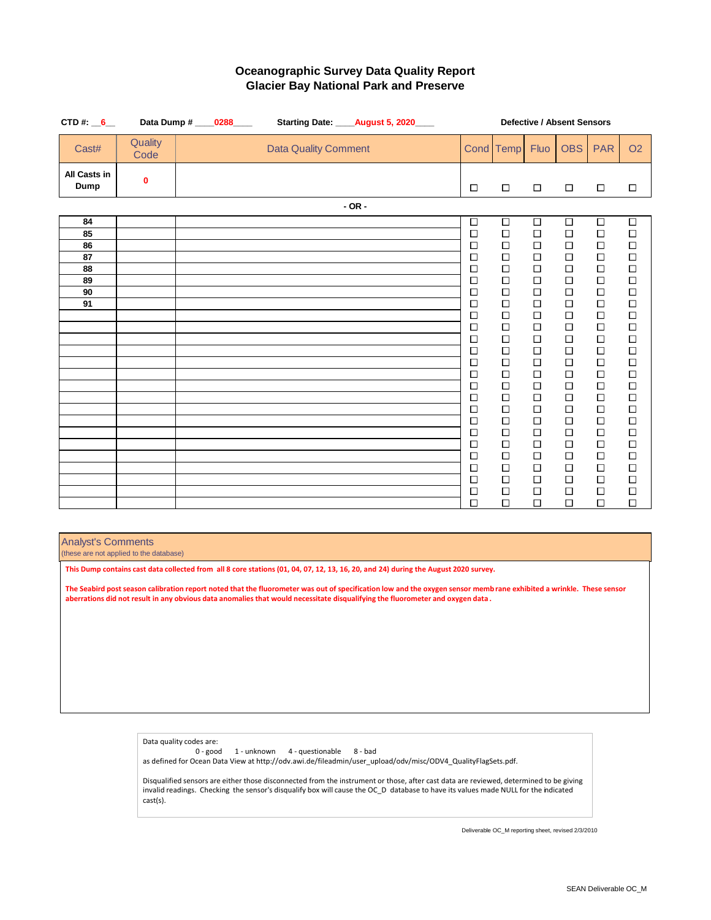# Oceanographic Survey Data Quality Report
## Glacier Bay National Park and Preserve

**CTD #:** __6__ **Data Dump #** ____0288____ **Starting Date:** ____August 5, 2020____

**Defective / Absent Sensors**

| Cast# | Quality Code | Data Quality Comment | Cond | Temp | Fluo | OBS | PAR | O2 |
|---|---|---|---|---|---|---|---|---|
| **All Casts in Dump** | 0 | | ☐ | ☐ | ☐ | ☐ | ☐ | ☐ |

- OR -

| Cast# | Quality Code | Data Quality Comment | Cond | Temp | Fluo | OBS | PAR | O2 |
|---|---|---|---|---|---|---|---|---|
| 84 | | | ☐ | ☐ | ☐ | ☐ | ☐ | ☐ |
| 85 | | | ☐ | ☐ | ☐ | ☐ | ☐ | ☐ |
| 86 | | | ☐ | ☐ | ☐ | ☐ | ☐ | ☐ |
| 87 | | | ☐ | ☐ | ☐ | ☐ | ☐ | ☐ |
| 88 | | | ☐ | ☐ | ☐ | ☐ | ☐ | ☐ |
| 89 | | | ☐ | ☐ | ☐ | ☐ | ☐ | ☐ |
| 90 | | | ☐ | ☐ | ☐ | ☐ | ☐ | ☐ |
| 91 | | | ☐ | ☐ | ☐ | ☐ | ☐ | ☐ |
| | | | ☐ | ☐ | ☐ | ☐ | ☐ | ☐ |
| | | | ☐ | ☐ | ☐ | ☐ | ☐ | ☐ |
| | | | ☐ | ☐ | ☐ | ☐ | ☐ | ☐ |
| | | | ☐ | ☐ | ☐ | ☐ | ☐ | ☐ |
| | | | ☐ | ☐ | ☐ | ☐ | ☐ | ☐ |
| | | | ☐ | ☐ | ☐ | ☐ | ☐ | ☐ |
| | | | ☐ | ☐ | ☐ | ☐ | ☐ | ☐ |
| | | | ☐ | ☐ | ☐ | ☐ | ☐ | ☐ |
| | | | ☐ | ☐ | ☐ | ☐ | ☐ | ☐ |
| | | | ☐ | ☐ | ☐ | ☐ | ☐ | ☐ |
| | | | ☐ | ☐ | ☐ | ☐ | ☐ | ☐ |
| | | | ☐ | ☐ | ☐ | ☐ | ☐ | ☐ |
| | | | ☐ | ☐ | ☐ | ☐ | ☐ | ☐ |
| | | | ☐ | ☐ | ☐ | ☐ | ☐ | ☐ |
| | | | ☐ | ☐ | ☐ | ☐ | ☐ | ☐ |
| | | | ☐ | ☐ | ☐ | ☐ | ☐ | ☐ |
| | | | ☐ | ☐ | ☐ | ☐ | ☐ | ☐ |

### Analyst's Comments
(these are not applied to the database)

**This Dump contains cast data collected from all 8 core stations (01, 04, 07, 12, 13, 16, 20, and 24) during the August 2020 survey.**

**The Seabird post season calibration report noted that the fluorometer was out of specification low and the oxygen sensor memb rane exhibited a wrinkle. These sensor aberrations did not result in any obvious data anomalies that would necessitate disqualifying the fluorometer and oxygen data .**

Data quality codes are:
0 - good    1 - unknown    4 - questionable    8 - bad
as defined for Ocean Data View at http://odv.awi.de/fileadmin/user_upload/odv/misc/ODV4_QualityFlagSets.pdf.

Disqualified sensors are either those disconnected from the instrument or those, after cast data are reviewed, determined to be giving invalid readings. Checking the sensor's disqualify box will cause the OC_D database to have its values made NULL for the indicated cast(s).

Deliverable OC_M reporting sheet, revised 2/3/2010

SEAN Deliverable OC_M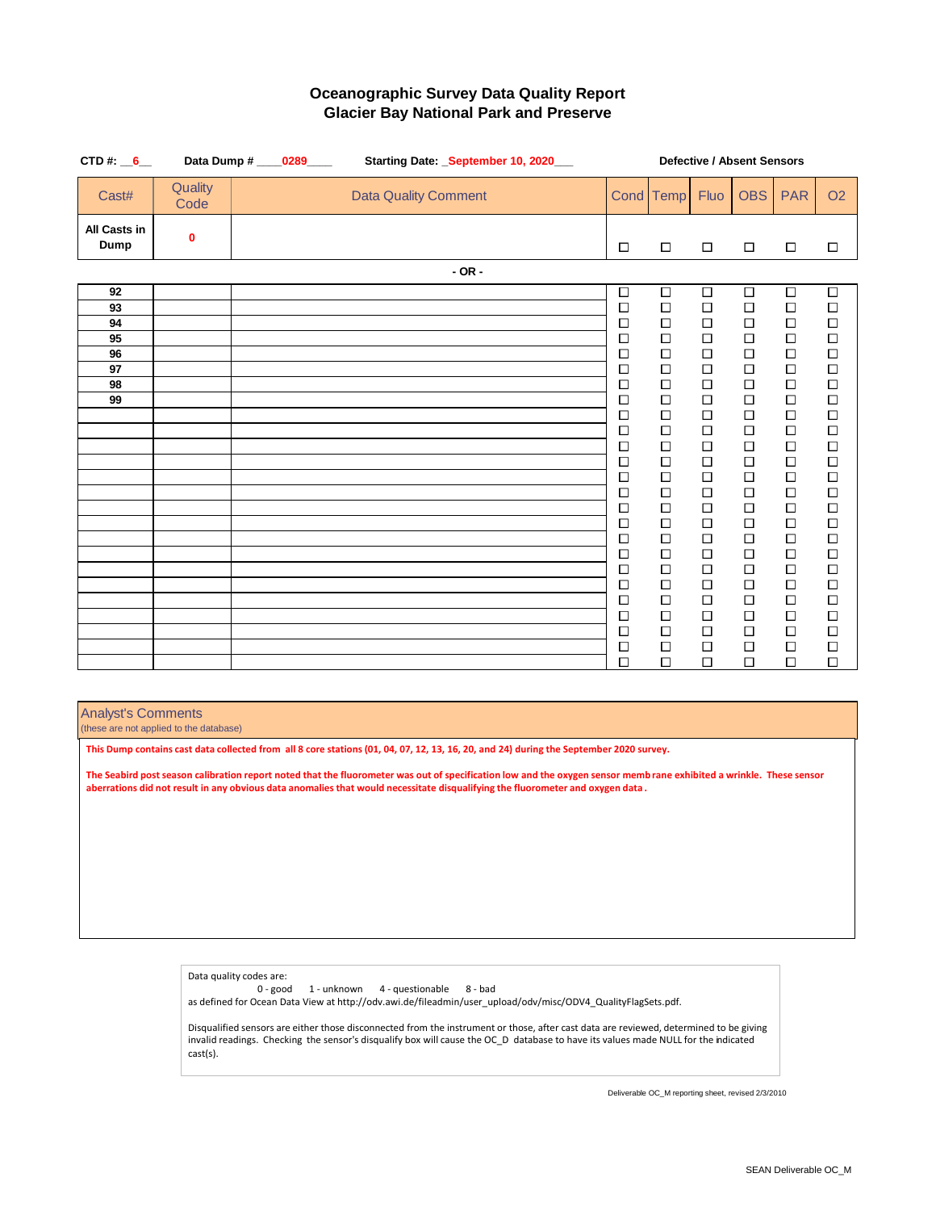# Oceanographic Survey Data Quality Report
## Glacier Bay National Park and Preserve

**CTD #:** __6__ **Data Dump #** ____0289____ **Starting Date:** _September 10, 2020___

| Cast# | Quality Code | Data Quality Comment | Cond | Temp | Fluo | OBS | PAR | O2 |
|---|---|---|---|---|---|---|---|---|
| | | | Defective / Absent Sensors | | | | | |
| **All Casts in Dump** | **0** | | ☐ | ☐ | ☐ | ☐ | ☐ | ☐ |

**- OR -**

| Cast# | Quality Code | Data Quality Comment | Cond | Temp | Fluo | OBS | PAR | O2 |
|---|---|---|---|---|---|---|---|---|
| 92 | | | ☐ | ☐ | ☐ | ☐ | ☐ | ☐ |
| 93 | | | ☐ | ☐ | ☐ | ☐ | ☐ | ☐ |
| 94 | | | ☐ | ☐ | ☐ | ☐ | ☐ | ☐ |
| 95 | | | ☐ | ☐ | ☐ | ☐ | ☐ | ☐ |
| 96 | | | ☐ | ☐ | ☐ | ☐ | ☐ | ☐ |
| 97 | | | ☐ | ☐ | ☐ | ☐ | ☐ | ☐ |
| 98 | | | ☐ | ☐ | ☐ | ☐ | ☐ | ☐ |
| 99 | | | ☐ | ☐ | ☐ | ☐ | ☐ | ☐ |
| | | | ☐ | ☐ | ☐ | ☐ | ☐ | ☐ |
| | | | ☐ | ☐ | ☐ | ☐ | ☐ | ☐ |
| | | | ☐ | ☐ | ☐ | ☐ | ☐ | ☐ |
| | | | ☐ | ☐ | ☐ | ☐ | ☐ | ☐ |
| | | | ☐ | ☐ | ☐ | ☐ | ☐ | ☐ |
| | | | ☐ | ☐ | ☐ | ☐ | ☐ | ☐ |
| | | | ☐ | ☐ | ☐ | ☐ | ☐ | ☐ |
| | | | ☐ | ☐ | ☐ | ☐ | ☐ | ☐ |
| | | | ☐ | ☐ | ☐ | ☐ | ☐ | ☐ |
| | | | ☐ | ☐ | ☐ | ☐ | ☐ | ☐ |
| | | | ☐ | ☐ | ☐ | ☐ | ☐ | ☐ |
| | | | ☐ | ☐ | ☐ | ☐ | ☐ | ☐ |
| | | | ☐ | ☐ | ☐ | ☐ | ☐ | ☐ |
| | | | ☐ | ☐ | ☐ | ☐ | ☐ | ☐ |
| | | | ☐ | ☐ | ☐ | ☐ | ☐ | ☐ |
| | | | ☐ | ☐ | ☐ | ☐ | ☐ | ☐ |
| | | | ☐ | ☐ | ☐ | ☐ | ☐ | ☐ |

**Analyst's Comments**
(these are not applied to the database)

**This Dump contains cast data collected from all 8 core stations (01, 04, 07, 12, 13, 16, 20, and 24) during the September 2020 survey.**

**The Seabird post season calibration report noted that the fluorometer was out of specification low and the oxygen sensor memb rane exhibited a wrinkle. These sensor aberrations did not result in any obvious data anomalies that would necessitate disqualifying the fluorometer and oxygen data .**

Data quality codes are:
0 - good 1 - unknown 4 - questionable 8 - bad
as defined for Ocean Data View at http://odv.awi.de/fileadmin/user_upload/odv/misc/ODV4_QualityFlagSets.pdf.

Disqualified sensors are either those disconnected from the instrument or those, after cast data are reviewed, determined to be giving invalid readings. Checking the sensor's disqualify box will cause the OC_D database to have its values made NULL for the indicated cast(s).

Deliverable OC_M reporting sheet, revised 2/3/2010

SEAN Deliverable OC_M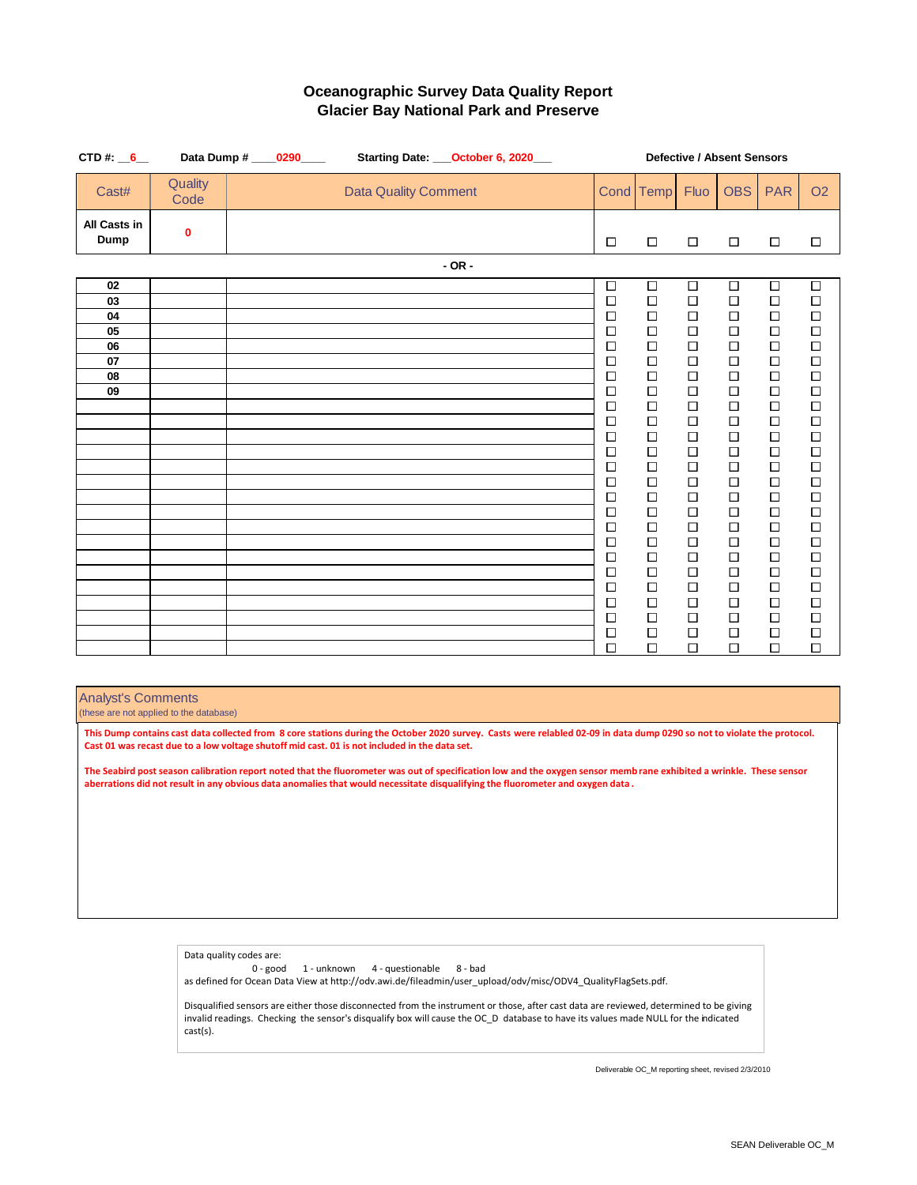# Oceanographic Survey Data Quality Report
## Glacier Bay National Park and Preserve

**CTD #:** __6__ **Data Dump #** ____0290____ **Starting Date:** ___October 6, 2020___ **Defective / Absent Sensors**

| Cast# | Quality Code | Data Quality Comment | Cond | Temp | Fluo | OBS | PAR | O2 |
|---|---|---|---|---|---|---|---|---|
| **All Casts in Dump** | **0** | | ☐ | ☐ | ☐ | ☐ | ☐ | ☐ |

**- OR -**

| Cast# | Quality Code | Data Quality Comment | Cond | Temp | Fluo | OBS | PAR | O2 |
|---|---|---|---|---|---|---|---|---|
| 02 | | | ☐ | ☐ | ☐ | ☐ | ☐ | ☐ |
| 03 | | | ☐ | ☐ | ☐ | ☐ | ☐ | ☐ |
| 04 | | | ☐ | ☐ | ☐ | ☐ | ☐ | ☐ |
| 05 | | | ☐ | ☐ | ☐ | ☐ | ☐ | ☐ |
| 06 | | | ☐ | ☐ | ☐ | ☐ | ☐ | ☐ |
| 07 | | | ☐ | ☐ | ☐ | ☐ | ☐ | ☐ |
| 08 | | | ☐ | ☐ | ☐ | ☐ | ☐ | ☐ |
| 09 | | | ☐ | ☐ | ☐ | ☐ | ☐ | ☐ |
| | | | ☐ | ☐ | ☐ | ☐ | ☐ | ☐ |
| | | | ☐ | ☐ | ☐ | ☐ | ☐ | ☐ |
| | | | ☐ | ☐ | ☐ | ☐ | ☐ | ☐ |
| | | | ☐ | ☐ | ☐ | ☐ | ☐ | ☐ |
| | | | ☐ | ☐ | ☐ | ☐ | ☐ | ☐ |
| | | | ☐ | ☐ | ☐ | ☐ | ☐ | ☐ |
| | | | ☐ | ☐ | ☐ | ☐ | ☐ | ☐ |
| | | | ☐ | ☐ | ☐ | ☐ | ☐ | ☐ |
| | | | ☐ | ☐ | ☐ | ☐ | ☐ | ☐ |
| | | | ☐ | ☐ | ☐ | ☐ | ☐ | ☐ |
| | | | ☐ | ☐ | ☐ | ☐ | ☐ | ☐ |
| | | | ☐ | ☐ | ☐ | ☐ | ☐ | ☐ |
| | | | ☐ | ☐ | ☐ | ☐ | ☐ | ☐ |
| | | | ☐ | ☐ | ☐ | ☐ | ☐ | ☐ |
| | | | ☐ | ☐ | ☐ | ☐ | ☐ | ☐ |
| | | | ☐ | ☐ | ☐ | ☐ | ☐ | ☐ |
| | | | ☐ | ☐ | ☐ | ☐ | ☐ | ☐ |

### Analyst's Comments
(these are not applied to the database)

**This Dump contains cast data collected from 8 core stations during the October 2020 survey. Casts were relabled 02-09 in data dump 0290 so not to violate the protocol. Cast 01 was recast due to a low voltage shutoff mid cast. 01 is not included in the data set.**

**The Seabird post season calibration report noted that the fluorometer was out of specification low and the oxygen sensor memb rane exhibited a wrinkle. These sensor aberrations did not result in any obvious data anomalies that would necessitate disqualifying the fluorometer and oxygen data .**

Data quality codes are:
0 - good 1 - unknown 4 - questionable 8 - bad
as defined for Ocean Data View at http://odv.awi.de/fileadmin/user_upload/odv/misc/ODV4_QualityFlagSets.pdf.

Disqualified sensors are either those disconnected from the instrument or those, after cast data are reviewed, determined to be giving invalid readings. Checking the sensor's disqualify box will cause the OC_D database to have its values made NULL for the indicated cast(s).

Deliverable OC_M reporting sheet, revised 2/3/2010

SEAN Deliverable OC_M